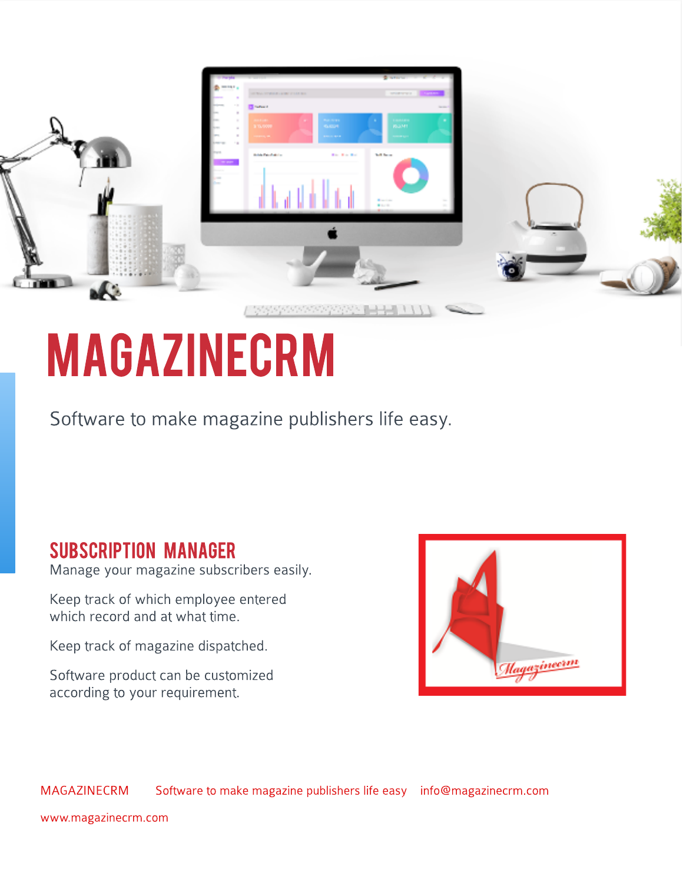# MAGAZINECRM

Software to make magazine publishers life easy.

## SUBSCRIPTION MANAGER

Manage your magazine subscribers easily.

Keep track of which employee entered which record and at what time.

Keep track of magazine dispatched.

Software product can be customized according to your requirement.

MAGAZINECRM    Software to make magazine publishers life easy    info@magazinecrm.com

www.magazinecrm.com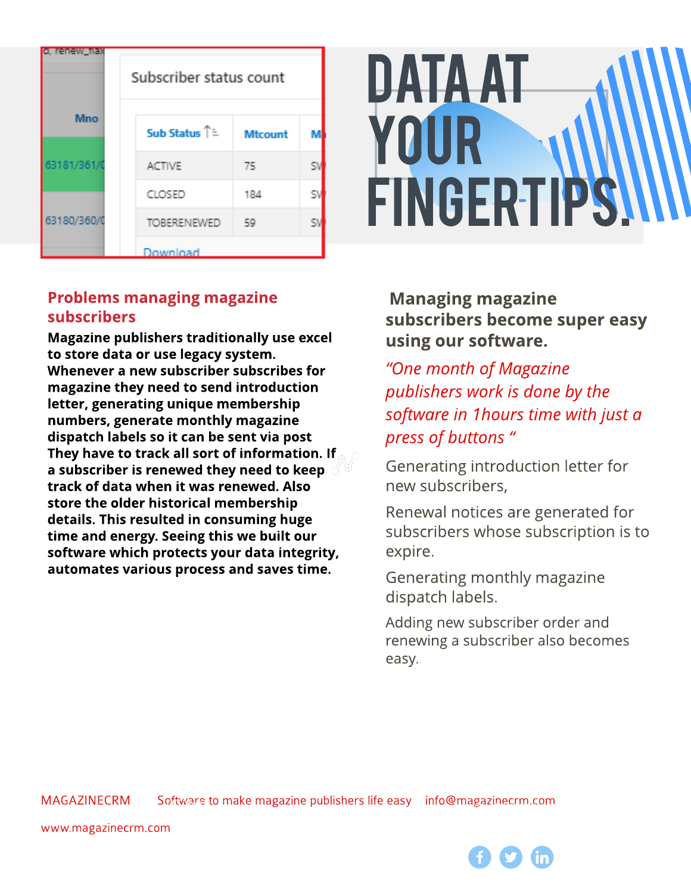Subscriber status count

| Sub Status | Mtcount |
|---|---|
| ACTIVE | 75 |
| CLOSED | 184 |
| TOBERENEWED | 59 |

Download

# DATA AT YOUR FINGERTIPS.

## Problems managing magazine subscribers

**Magazine publishers traditionally use excel to store data or use legacy system. Whenever a new subscriber subscribes for magazine they need to send introduction letter, generating unique membership numbers, generate monthly magazine dispatch labels so it can be sent via post They have to track all sort of information. If a subscriber is renewed they need to keep track of data when it was renewed. Also store the older historical membership details. This resulted in consuming huge time and energy. Seeing this we built our software which protects your data integrity, automates various process and saves time.**

## Managing magazine subscribers become super easy using our software.

*"One month of Magazine publishers work is done by the software in 1hours time with just a press of buttons "*

Generating introduction letter for new subscribers,

Renewal notices are generated for subscribers whose subscription is to expire.

Generating monthly magazine dispatch labels.

Adding new subscriber order and renewing a subscriber also becomes easy.

MAGAZINECRM Software to make magazine publishers life easy info@magazinecrm.com

www.magazinecrm.com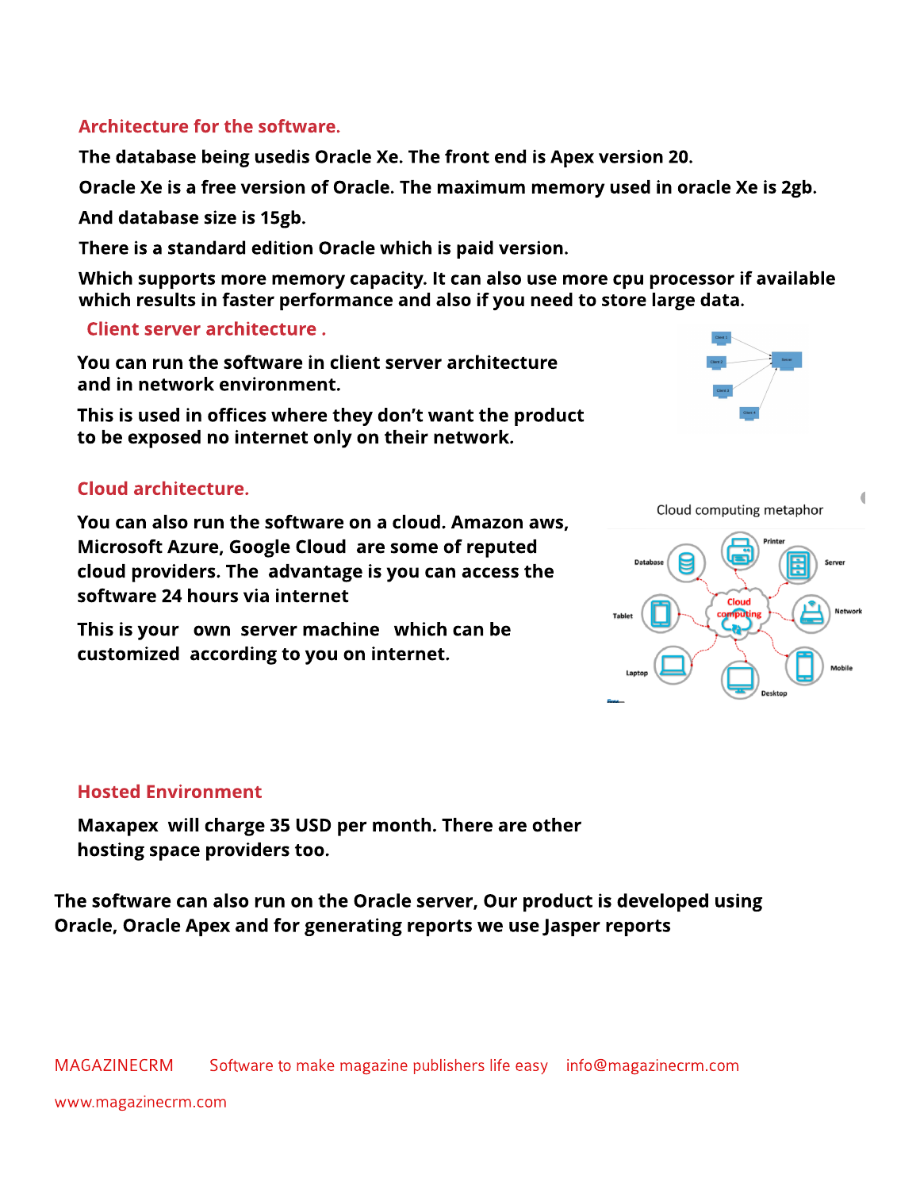## Architecture for the software.

**The database being usedis Oracle Xe. The front end is Apex version 20.**

**Oracle Xe is a free version of Oracle. The maximum memory used in oracle Xe is 2gb.**

**And database size is 15gb.**

**There is a standard edition Oracle which is paid version.**

**Which supports more memory capacity. It can also use more cpu processor if available which results in faster performance and also if you need to store large data.**

## Client server architecture .

**You can run the software in client server architecture and in network environment.**

**This is used in offices where they don't want the product to be exposed no internet only on their network.**

## Cloud architecture.

**You can also run the software on a cloud. Amazon aws, Microsoft Azure, Google Cloud are some of reputed cloud providers. The advantage is you can access the software 24 hours via internet**

**This is your own server machine which can be customized according to you on internet.**

Cloud computing metaphor

## Hosted Environment

**Maxapex will charge 35 USD per month. There are other hosting space providers too.**

**The software can also run on the Oracle server, Our product is developed using Oracle, Oracle Apex and for generating reports we use Jasper reports**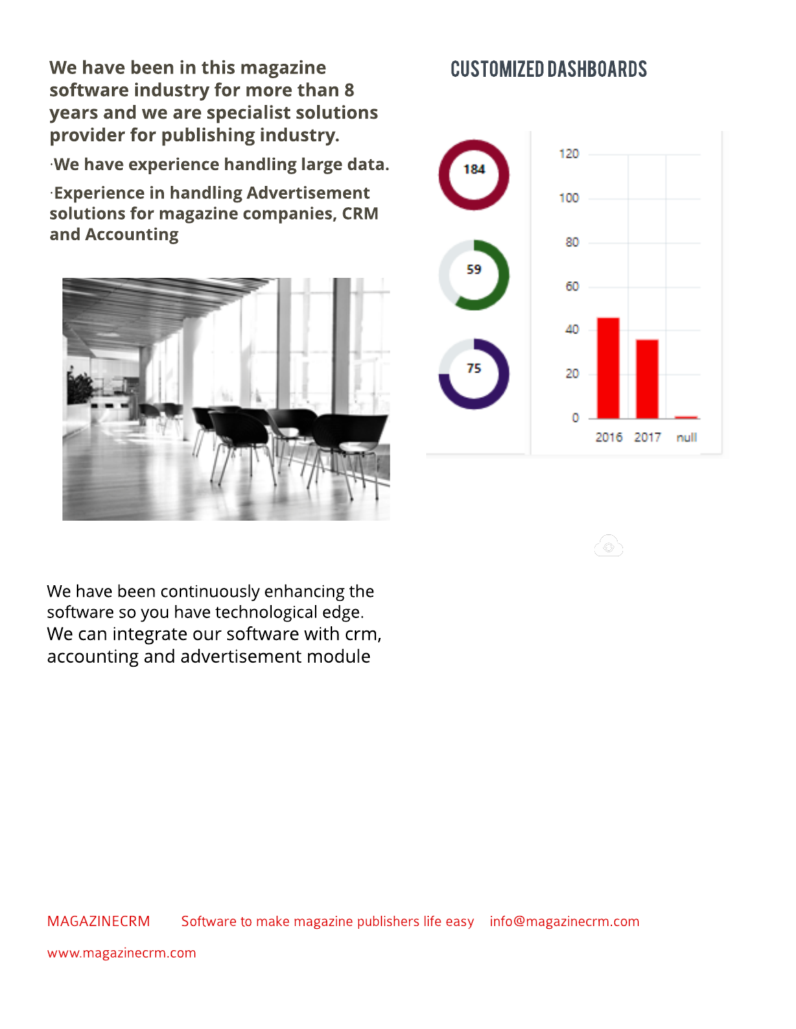We have been in this magazine software industry for more than 8 years and we are specialist solutions provider for publishing industry.

- We have experience handling large data.
- Experience in handling Advertisement solutions for magazine companies, CRM and Accounting

## CUSTOMIZED DASHBOARDS

184

59

75

120
100
80
60
40
20
0

2016 2017 null

We have been continuously enhancing the software so you have technological edge. We can integrate our software with crm, accounting and advertisement module

MAGAZINECRM Software to make magazine publishers life easy info@magazinecrm.com

www.magazinecrm.com